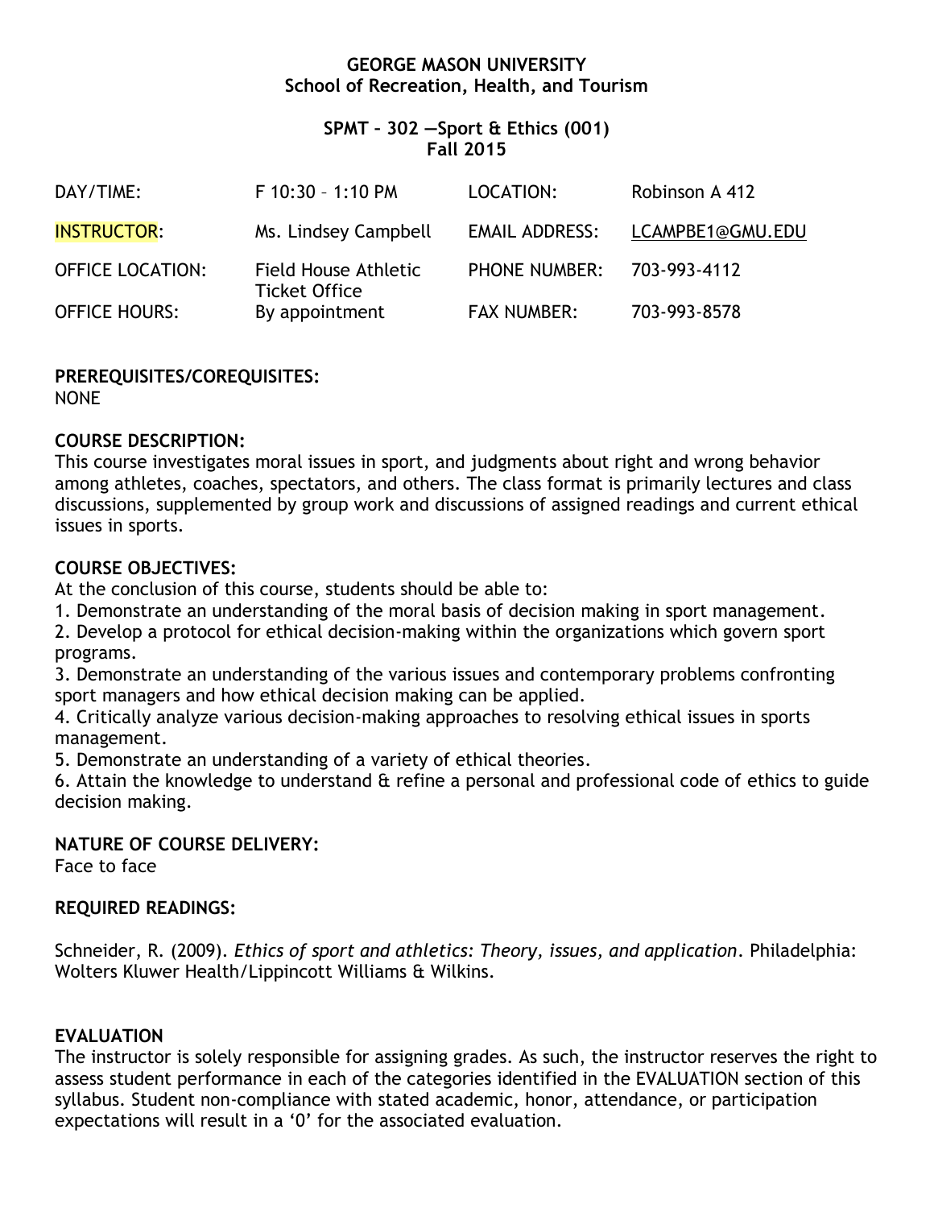**GEORGE MASON UNIVERSITY**
**School of Recreation, Health, and Tourism**

**SPMT – 302 —Sport & Ethics (001)**
**Fall 2015**

| | | | |
|---|---|---|---|
| DAY/TIME: | F 10:30 – 1:10 PM | LOCATION: | Robinson A 412 |
| INSTRUCTOR: | Ms. Lindsey Campbell | EMAIL ADDRESS: | LCAMPBE1@GMU.EDU |
| OFFICE LOCATION: | Field House Athletic Ticket Office | PHONE NUMBER: | 703-993-4112 |
| OFFICE HOURS: | By appointment | FAX NUMBER: | 703-993-8578 |

**PREREQUISITES/COREQUISITES:**
NONE

**COURSE DESCRIPTION:**
This course investigates moral issues in sport, and judgments about right and wrong behavior among athletes, coaches, spectators, and others. The class format is primarily lectures and class discussions, supplemented by group work and discussions of assigned readings and current ethical issues in sports.

**COURSE OBJECTIVES:**
At the conclusion of this course, students should be able to:
1. Demonstrate an understanding of the moral basis of decision making in sport management.
2. Develop a protocol for ethical decision-making within the organizations which govern sport programs.
3. Demonstrate an understanding of the various issues and contemporary problems confronting sport managers and how ethical decision making can be applied.
4. Critically analyze various decision-making approaches to resolving ethical issues in sports management.
5. Demonstrate an understanding of a variety of ethical theories.
6. Attain the knowledge to understand & refine a personal and professional code of ethics to guide decision making.

**NATURE OF COURSE DELIVERY:**
Face to face

**REQUIRED READINGS:**

Schneider, R. (2009). *Ethics of sport and athletics: Theory, issues, and application*. Philadelphia: Wolters Kluwer Health/Lippincott Williams & Wilkins.

**EVALUATION**
The instructor is solely responsible for assigning grades. As such, the instructor reserves the right to assess student performance in each of the categories identified in the EVALUATION section of this syllabus. Student non-compliance with stated academic, honor, attendance, or participation expectations will result in a '0' for the associated evaluation.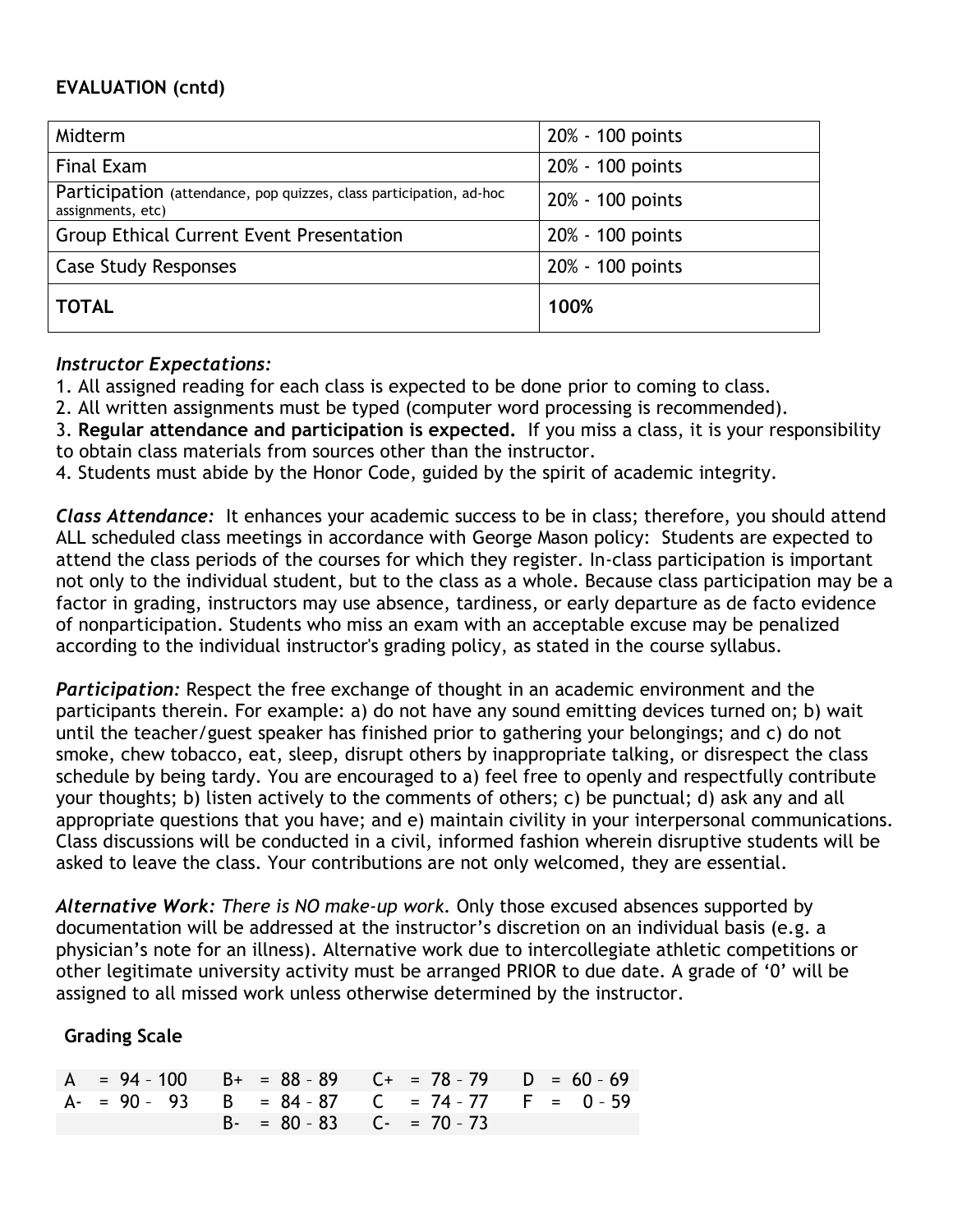**EVALUATION (cntd)**

| Midterm | 20% - 100 points |
|---|---|
| Final Exam | 20% - 100 points |
| Participation (attendance, pop quizzes, class participation, ad-hoc assignments, etc) | 20% - 100 points |
| Group Ethical Current Event Presentation | 20% - 100 points |
| Case Study Responses | 20% - 100 points |
| **TOTAL** | **100%** |

***Instructor Expectations:***

1. All assigned reading for each class is expected to be done prior to coming to class.
2. All written assignments must be typed (computer word processing is recommended).
3. **Regular attendance and participation is expected.** If you miss a class, it is your responsibility to obtain class materials from sources other than the instructor.
4. Students must abide by the Honor Code, guided by the spirit of academic integrity.

***Class Attendance:*** It enhances your academic success to be in class; therefore, you should attend ALL scheduled class meetings in accordance with George Mason policy: Students are expected to attend the class periods of the courses for which they register. In-class participation is important not only to the individual student, but to the class as a whole. Because class participation may be a factor in grading, instructors may use absence, tardiness, or early departure as de facto evidence of nonparticipation. Students who miss an exam with an acceptable excuse may be penalized according to the individual instructor's grading policy, as stated in the course syllabus.

***Participation:*** Respect the free exchange of thought in an academic environment and the participants therein. For example: a) do not have any sound emitting devices turned on; b) wait until the teacher/guest speaker has finished prior to gathering your belongings; and c) do not smoke, chew tobacco, eat, sleep, disrupt others by inappropriate talking, or disrespect the class schedule by being tardy. You are encouraged to a) feel free to openly and respectfully contribute your thoughts; b) listen actively to the comments of others; c) be punctual; d) ask any and all appropriate questions that you have; and e) maintain civility in your interpersonal communications. Class discussions will be conducted in a civil, informed fashion wherein disruptive students will be asked to leave the class. Your contributions are not only welcomed, they are essential.

***Alternative Work:*** *There is NO make-up work.* Only those excused absences supported by documentation will be addressed at the instructor's discretion on an individual basis (e.g. a physician's note for an illness). Alternative work due to intercollegiate athletic competitions or other legitimate university activity must be arranged PRIOR to due date. A grade of '0' will be assigned to all missed work unless otherwise determined by the instructor.

**Grading Scale**

| | | | |
|---|---|---|---|
| A = 94 – 100 | B+ = 88 – 89 | C+ = 78 – 79 | D = 60 – 69 |
| A- = 90 – 93 | B = 84 – 87 | C = 74 – 77 | F = 0 – 59 |
| | B- = 80 – 83 | C- = 70 – 73 | |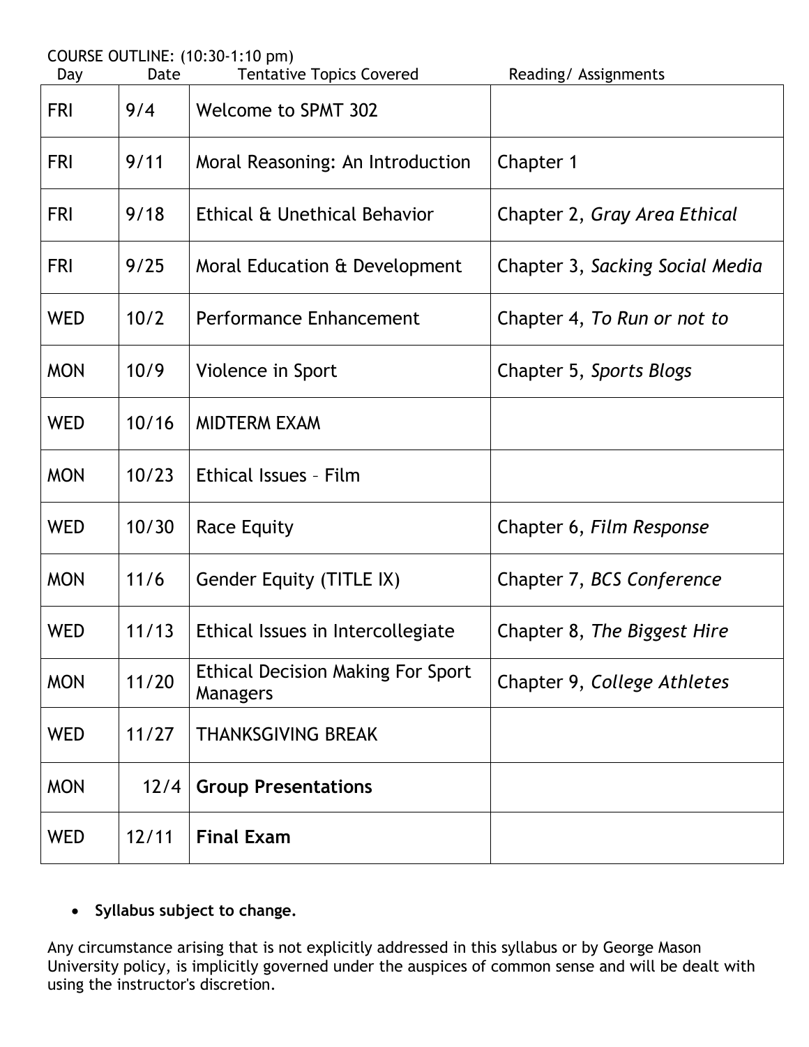COURSE OUTLINE: (10:30-1:10 pm)

| Day | Date | Tentative Topics Covered | Reading/ Assignments |
|---|---|---|---|
| FRI | 9/4 | Welcome to SPMT 302 | |
| FRI | 9/11 | Moral Reasoning: An Introduction | Chapter 1 |
| FRI | 9/18 | Ethical & Unethical Behavior | Chapter 2, *Gray Area Ethical* |
| FRI | 9/25 | Moral Education & Development | Chapter 3, *Sacking Social Media* |
| WED | 10/2 | Performance Enhancement | Chapter 4, *To Run or not to* |
| MON | 10/9 | Violence in Sport | Chapter 5, *Sports Blogs* |
| WED | 10/16 | MIDTERM EXAM | |
| MON | 10/23 | Ethical Issues – Film | |
| WED | 10/30 | Race Equity | Chapter 6, *Film Response* |
| MON | 11/6 | Gender Equity (TITLE IX) | Chapter 7, *BCS Conference* |
| WED | 11/13 | Ethical Issues in Intercollegiate | Chapter 8, *The Biggest Hire* |
| MON | 11/20 | Ethical Decision Making For Sport Managers | Chapter 9, *College Athletes* |
| WED | 11/27 | THANKSGIVING BREAK | |
| MON | 12/4 | **Group Presentations** | |
| WED | 12/11 | **Final Exam** | |

- **Syllabus subject to change.**

Any circumstance arising that is not explicitly addressed in this syllabus or by George Mason University policy, is implicitly governed under the auspices of common sense and will be dealt with using the instructor's discretion.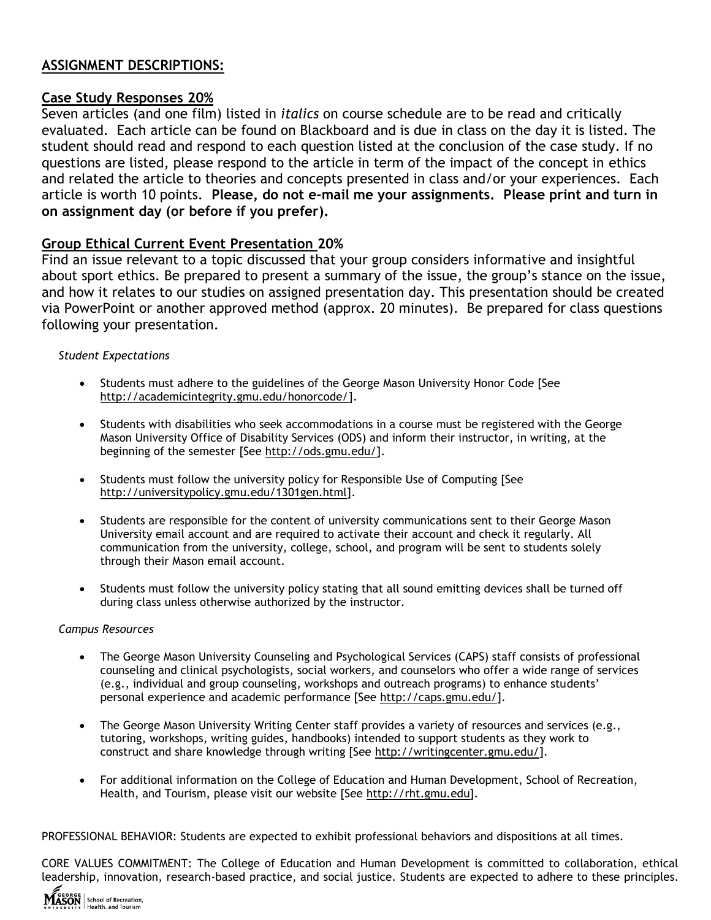## ASSIGNMENT DESCRIPTIONS:

### Case Study Responses 20%

Seven articles (and one film) listed in *italics* on course schedule are to be read and critically evaluated. Each article can be found on Blackboard and is due in class on the day it is listed. The student should read and respond to each question listed at the conclusion of the case study. If no questions are listed, please respond to the article in term of the impact of the concept in ethics and related the article to theories and concepts presented in class and/or your experiences. Each article is worth 10 points. **Please, do not e-mail me your assignments. Please print and turn in on assignment day (or before if you prefer).**

### Group Ethical Current Event Presentation 20%

Find an issue relevant to a topic discussed that your group considers informative and insightful about sport ethics. Be prepared to present a summary of the issue, the group's stance on the issue, and how it relates to our studies on assigned presentation day. This presentation should be created via PowerPoint or another approved method (approx. 20 minutes). Be prepared for class questions following your presentation.

*Student Expectations*

- Students must adhere to the guidelines of the George Mason University Honor Code [See http://academicintegrity.gmu.edu/honorcode/].
- Students with disabilities who seek accommodations in a course must be registered with the George Mason University Office of Disability Services (ODS) and inform their instructor, in writing, at the beginning of the semester [See http://ods.gmu.edu/].
- Students must follow the university policy for Responsible Use of Computing [See http://universitypolicy.gmu.edu/1301gen.html].
- Students are responsible for the content of university communications sent to their George Mason University email account and are required to activate their account and check it regularly. All communication from the university, college, school, and program will be sent to students solely through their Mason email account.
- Students must follow the university policy stating that all sound emitting devices shall be turned off during class unless otherwise authorized by the instructor.

*Campus Resources*

- The George Mason University Counseling and Psychological Services (CAPS) staff consists of professional counseling and clinical psychologists, social workers, and counselors who offer a wide range of services (e.g., individual and group counseling, workshops and outreach programs) to enhance students' personal experience and academic performance [See http://caps.gmu.edu/].
- The George Mason University Writing Center staff provides a variety of resources and services (e.g., tutoring, workshops, writing guides, handbooks) intended to support students as they work to construct and share knowledge through writing [See http://writingcenter.gmu.edu/].
- For additional information on the College of Education and Human Development, School of Recreation, Health, and Tourism, please visit our website [See http://rht.gmu.edu].

PROFESSIONAL BEHAVIOR: Students are expected to exhibit professional behaviors and dispositions at all times.

CORE VALUES COMMITMENT: The College of Education and Human Development is committed to collaboration, ethical leadership, innovation, research-based practice, and social justice. Students are expected to adhere to these principles.